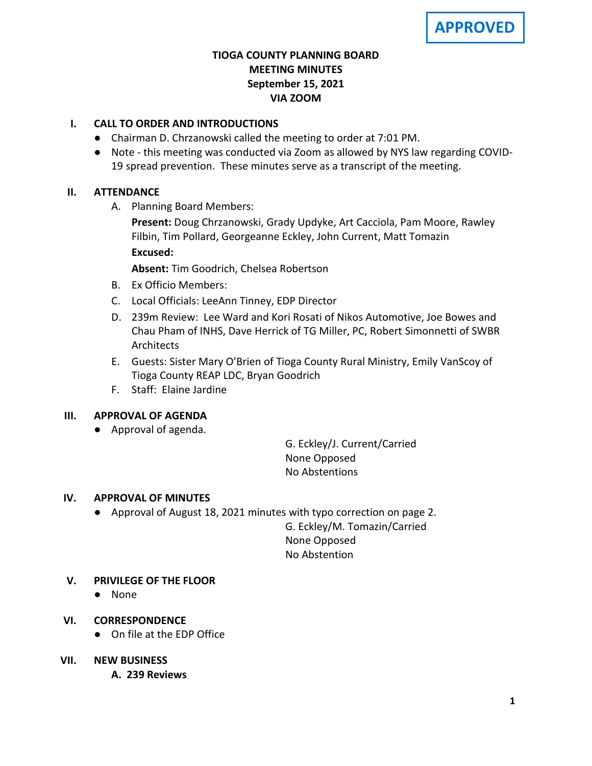**APPROVED**

# TIOGA COUNTY PLANNING BOARD
## MEETING MINUTES
## September 15, 2021
## VIA ZOOM

## I. CALL TO ORDER AND INTRODUCTIONS

- Chairman D. Chrzanowski called the meeting to order at 7:01 PM.
- Note - this meeting was conducted via Zoom as allowed by NYS law regarding COVID-19 spread prevention. These minutes serve as a transcript of the meeting.

## II. ATTENDANCE

A. Planning Board Members:

**Present:** Doug Chrzanowski, Grady Updyke, Art Cacciola, Pam Moore, Rawley Filbin, Tim Pollard, Georgeanne Eckley, John Current, Matt Tomazin

**Excused:**

**Absent:** Tim Goodrich, Chelsea Robertson

B. Ex Officio Members:

C. Local Officials: LeeAnn Tinney, EDP Director

D. 239m Review: Lee Ward and Kori Rosati of Nikos Automotive, Joe Bowes and Chau Pham of INHS, Dave Herrick of TG Miller, PC, Robert Simonnetti of SWBR Architects

E. Guests: Sister Mary O'Brien of Tioga County Rural Ministry, Emily VanScoy of Tioga County REAP LDC, Bryan Goodrich

F. Staff: Elaine Jardine

## III. APPROVAL OF AGENDA

- Approval of agenda.

G. Eckley/J. Current/Carried
None Opposed
No Abstentions

## IV. APPROVAL OF MINUTES

- Approval of August 18, 2021 minutes with typo correction on page 2.

G. Eckley/M. Tomazin/Carried
None Opposed
No Abstention

## V. PRIVILEGE OF THE FLOOR

- None

## VI. CORRESPONDENCE

- On file at the EDP Office

## VII. NEW BUSINESS

### A. 239 Reviews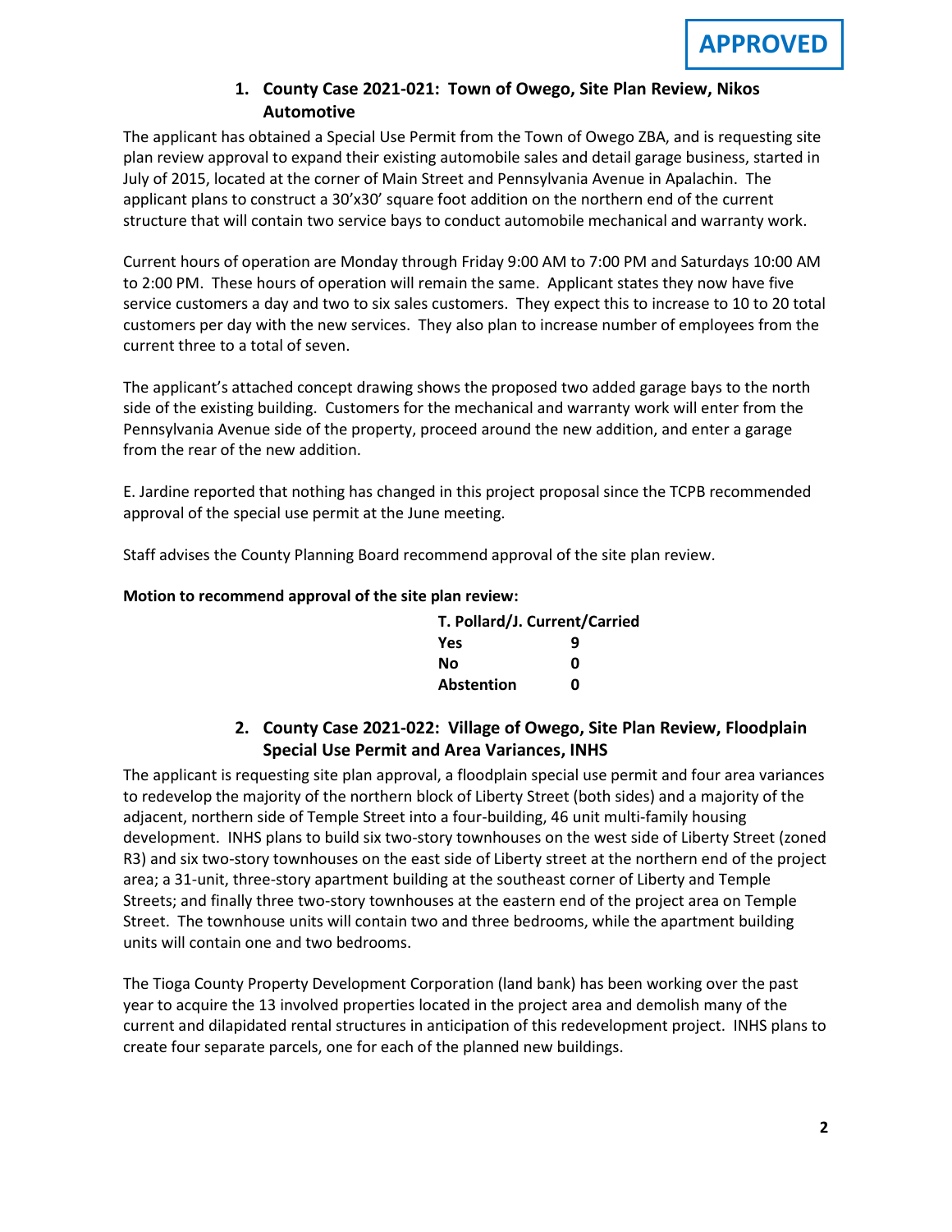**APPROVED**

## 1. County Case 2021-021: Town of Owego, Site Plan Review, Nikos Automotive

The applicant has obtained a Special Use Permit from the Town of Owego ZBA, and is requesting site plan review approval to expand their existing automobile sales and detail garage business, started in July of 2015, located at the corner of Main Street and Pennsylvania Avenue in Apalachin. The applicant plans to construct a 30'x30' square foot addition on the northern end of the current structure that will contain two service bays to conduct automobile mechanical and warranty work.

Current hours of operation are Monday through Friday 9:00 AM to 7:00 PM and Saturdays 10:00 AM to 2:00 PM. These hours of operation will remain the same. Applicant states they now have five service customers a day and two to six sales customers. They expect this to increase to 10 to 20 total customers per day with the new services. They also plan to increase number of employees from the current three to a total of seven.

The applicant's attached concept drawing shows the proposed two added garage bays to the north side of the existing building. Customers for the mechanical and warranty work will enter from the Pennsylvania Avenue side of the property, proceed around the new addition, and enter a garage from the rear of the new addition.

E. Jardine reported that nothing has changed in this project proposal since the TCPB recommended approval of the special use permit at the June meeting.

Staff advises the County Planning Board recommend approval of the site plan review.

**Motion to recommend approval of the site plan review:**

| **T. Pollard/J. Current/Carried** | |
|---|---|
| **Yes** | **9** |
| **No** | **0** |
| **Abstention** | **0** |

## 2. County Case 2021-022: Village of Owego, Site Plan Review, Floodplain Special Use Permit and Area Variances, INHS

The applicant is requesting site plan approval, a floodplain special use permit and four area variances to redevelop the majority of the northern block of Liberty Street (both sides) and a majority of the adjacent, northern side of Temple Street into a four-building, 46 unit multi-family housing development. INHS plans to build six two-story townhouses on the west side of Liberty Street (zoned R3) and six two-story townhouses on the east side of Liberty street at the northern end of the project area; a 31-unit, three-story apartment building at the southeast corner of Liberty and Temple Streets; and finally three two-story townhouses at the eastern end of the project area on Temple Street. The townhouse units will contain two and three bedrooms, while the apartment building units will contain one and two bedrooms.

The Tioga County Property Development Corporation (land bank) has been working over the past year to acquire the 13 involved properties located in the project area and demolish many of the current and dilapidated rental structures in anticipation of this redevelopment project. INHS plans to create four separate parcels, one for each of the planned new buildings.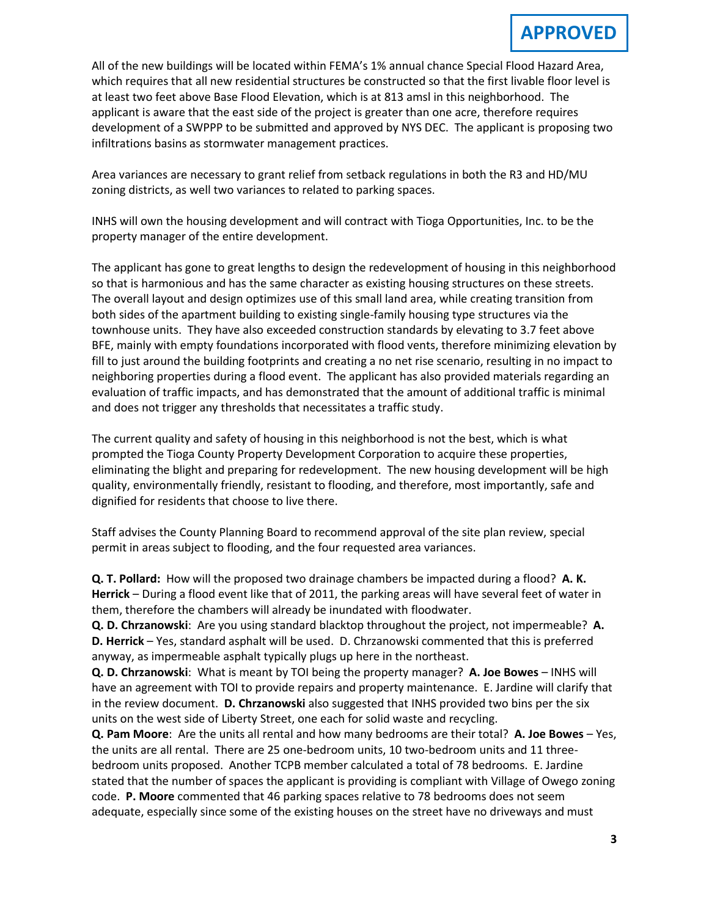**APPROVED**

All of the new buildings will be located within FEMA's 1% annual chance Special Flood Hazard Area, which requires that all new residential structures be constructed so that the first livable floor level is at least two feet above Base Flood Elevation, which is at 813 amsl in this neighborhood. The applicant is aware that the east side of the project is greater than one acre, therefore requires development of a SWPPP to be submitted and approved by NYS DEC. The applicant is proposing two infiltrations basins as stormwater management practices.

Area variances are necessary to grant relief from setback regulations in both the R3 and HD/MU zoning districts, as well two variances to related to parking spaces.

INHS will own the housing development and will contract with Tioga Opportunities, Inc. to be the property manager of the entire development.

The applicant has gone to great lengths to design the redevelopment of housing in this neighborhood so that is harmonious and has the same character as existing housing structures on these streets. The overall layout and design optimizes use of this small land area, while creating transition from both sides of the apartment building to existing single-family housing type structures via the townhouse units. They have also exceeded construction standards by elevating to 3.7 feet above BFE, mainly with empty foundations incorporated with flood vents, therefore minimizing elevation by fill to just around the building footprints and creating a no net rise scenario, resulting in no impact to neighboring properties during a flood event. The applicant has also provided materials regarding an evaluation of traffic impacts, and has demonstrated that the amount of additional traffic is minimal and does not trigger any thresholds that necessitates a traffic study.

The current quality and safety of housing in this neighborhood is not the best, which is what prompted the Tioga County Property Development Corporation to acquire these properties, eliminating the blight and preparing for redevelopment. The new housing development will be high quality, environmentally friendly, resistant to flooding, and therefore, most importantly, safe and dignified for residents that choose to live there.

Staff advises the County Planning Board to recommend approval of the site plan review, special permit in areas subject to flooding, and the four requested area variances.

**Q. T. Pollard:** How will the proposed two drainage chambers be impacted during a flood? **A. K. Herrick** – During a flood event like that of 2011, the parking areas will have several feet of water in them, therefore the chambers will already be inundated with floodwater.
**Q. D. Chrzanowski**: Are you using standard blacktop throughout the project, not impermeable? **A. D. Herrick** – Yes, standard asphalt will be used. D. Chrzanowski commented that this is preferred anyway, as impermeable asphalt typically plugs up here in the northeast.
**Q. D. Chrzanowski**: What is meant by TOI being the property manager? **A. Joe Bowes** – INHS will have an agreement with TOI to provide repairs and property maintenance. E. Jardine will clarify that in the review document. **D. Chrzanowski** also suggested that INHS provided two bins per the six units on the west side of Liberty Street, one each for solid waste and recycling.
**Q. Pam Moore**: Are the units all rental and how many bedrooms are their total? **A. Joe Bowes** – Yes, the units are all rental. There are 25 one-bedroom units, 10 two-bedroom units and 11 three-bedroom units proposed. Another TCPB member calculated a total of 78 bedrooms. E. Jardine stated that the number of spaces the applicant is providing is compliant with Village of Owego zoning code. **P. Moore** commented that 46 parking spaces relative to 78 bedrooms does not seem adequate, especially since some of the existing houses on the street have no driveways and must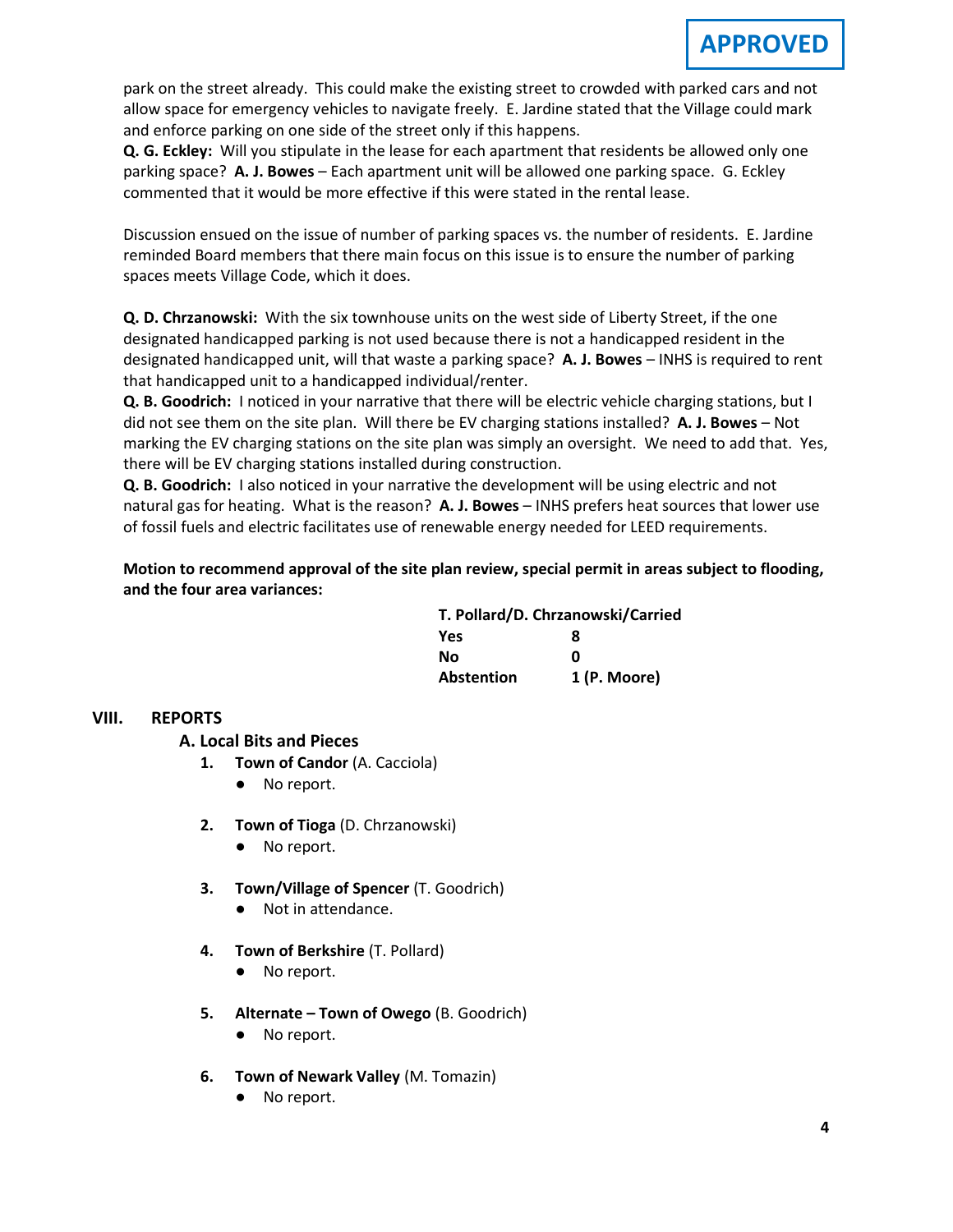**APPROVED**

park on the street already. This could make the existing street to crowded with parked cars and not allow space for emergency vehicles to navigate freely. E. Jardine stated that the Village could mark and enforce parking on one side of the street only if this happens.

**Q. G. Eckley:** Will you stipulate in the lease for each apartment that residents be allowed only one parking space? **A. J. Bowes** – Each apartment unit will be allowed one parking space. G. Eckley commented that it would be more effective if this were stated in the rental lease.

Discussion ensued on the issue of number of parking spaces vs. the number of residents. E. Jardine reminded Board members that there main focus on this issue is to ensure the number of parking spaces meets Village Code, which it does.

**Q. D. Chrzanowski:** With the six townhouse units on the west side of Liberty Street, if the one designated handicapped parking is not used because there is not a handicapped resident in the designated handicapped unit, will that waste a parking space? **A. J. Bowes** – INHS is required to rent that handicapped unit to a handicapped individual/renter.

**Q. B. Goodrich:** I noticed in your narrative that there will be electric vehicle charging stations, but I did not see them on the site plan. Will there be EV charging stations installed? **A. J. Bowes** – Not marking the EV charging stations on the site plan was simply an oversight. We need to add that. Yes, there will be EV charging stations installed during construction.

**Q. B. Goodrich:** I also noticed in your narrative the development will be using electric and not natural gas for heating. What is the reason? **A. J. Bowes** – INHS prefers heat sources that lower use of fossil fuels and electric facilitates use of renewable energy needed for LEED requirements.

**Motion to recommend approval of the site plan review, special permit in areas subject to flooding, and the four area variances:**

| **T. Pollard/D. Chrzanowski/Carried** | |
|---|---|
| **Yes** | **8** |
| **No** | **0** |
| **Abstention** | **1 (P. Moore)** |

## VIII. REPORTS

### A. Local Bits and Pieces

1. **Town of Candor** (A. Cacciola)
   - No report.

2. **Town of Tioga** (D. Chrzanowski)
   - No report.

3. **Town/Village of Spencer** (T. Goodrich)
   - Not in attendance.

4. **Town of Berkshire** (T. Pollard)
   - No report.

5. **Alternate – Town of Owego** (B. Goodrich)
   - No report.

6. **Town of Newark Valley** (M. Tomazin)
   - No report.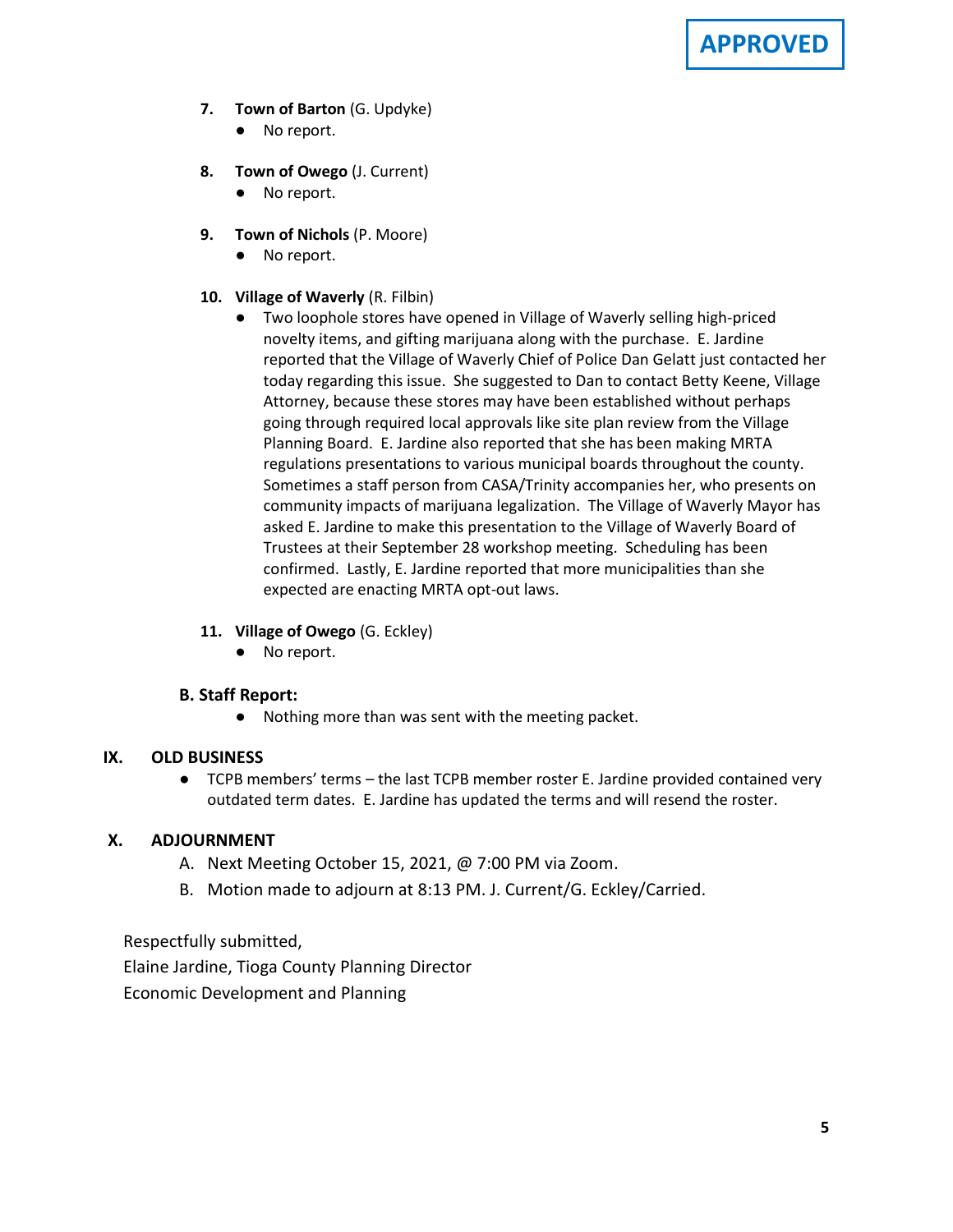**APPROVED**

7. **Town of Barton** (G. Updyke)
   - No report.

8. **Town of Owego** (J. Current)
   - No report.

9. **Town of Nichols** (P. Moore)
   - No report.

10. **Village of Waverly** (R. Filbin)
    - Two loophole stores have opened in Village of Waverly selling high-priced novelty items, and gifting marijuana along with the purchase. E. Jardine reported that the Village of Waverly Chief of Police Dan Gelatt just contacted her today regarding this issue. She suggested to Dan to contact Betty Keene, Village Attorney, because these stores may have been established without perhaps going through required local approvals like site plan review from the Village Planning Board. E. Jardine also reported that she has been making MRTA regulations presentations to various municipal boards throughout the county. Sometimes a staff person from CASA/Trinity accompanies her, who presents on community impacts of marijuana legalization. The Village of Waverly Mayor has asked E. Jardine to make this presentation to the Village of Waverly Board of Trustees at their September 28 workshop meeting. Scheduling has been confirmed. Lastly, E. Jardine reported that more municipalities than she expected are enacting MRTA opt-out laws.

11. **Village of Owego** (G. Eckley)
    - No report.

**B. Staff Report:**

- Nothing more than was sent with the meeting packet.

## IX. OLD BUSINESS

- TCPB members' terms – the last TCPB member roster E. Jardine provided contained very outdated term dates. E. Jardine has updated the terms and will resend the roster.

## X. ADJOURNMENT

A. Next Meeting October 15, 2021, @ 7:00 PM via Zoom.
B. Motion made to adjourn at 8:13 PM. J. Current/G. Eckley/Carried.

Respectfully submitted,
Elaine Jardine, Tioga County Planning Director
Economic Development and Planning